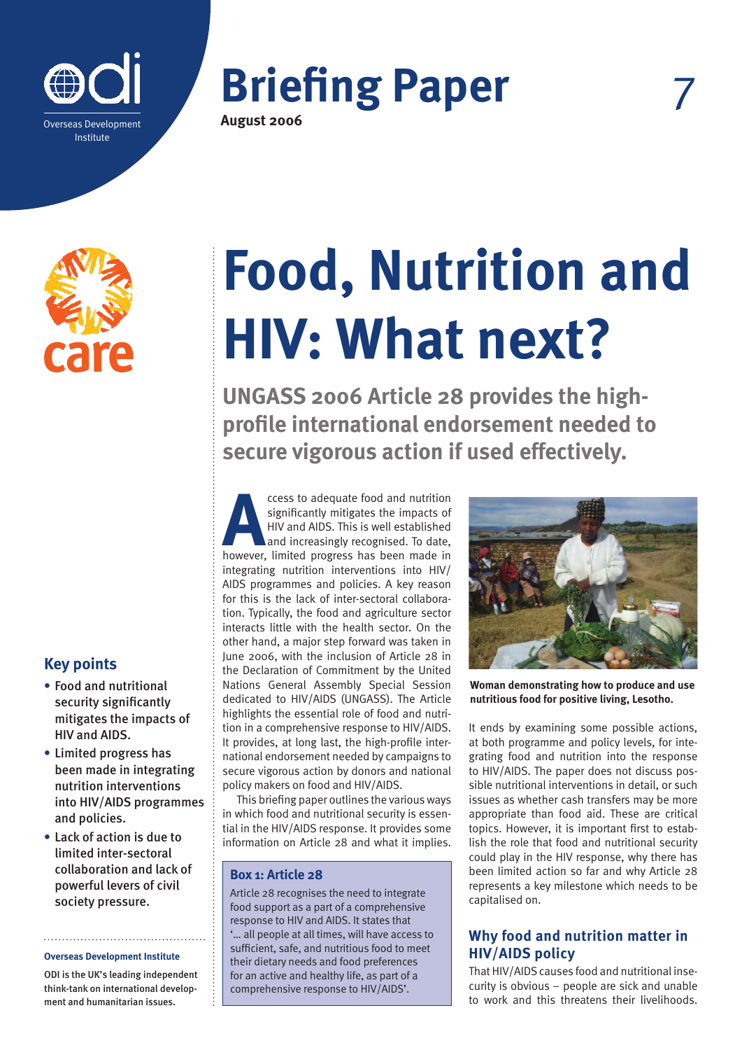Overseas Development Institute

# Briefing Paper

**August 2006**

7

# Food, Nutrition and HIV: What next?

## UNGASS 2006 Article 28 provides the high-profile international endorsement needed to secure vigorous action if used effectively.

Access to adequate food and nutrition significantly mitigates the impacts of HIV and AIDS. This is well established and increasingly recognised. To date, however, limited progress has been made in integrating nutrition interventions into HIV/AIDS programmes and policies. A key reason for this is the lack of inter-sectoral collaboration. Typically, the food and agriculture sector interacts little with the health sector. On the other hand, a major step forward was taken in June 2006, with the inclusion of Article 28 in the Declaration of Commitment by the United Nations General Assembly Special Session dedicated to HIV/AIDS (UNGASS). The Article highlights the essential role of food and nutrition in a comprehensive response to HIV/AIDS. It provides, at long last, the high-profile international endorsement needed by campaigns to secure vigorous action by donors and national policy makers on food and HIV/AIDS.

This briefing paper outlines the various ways in which food and nutritional security is essential in the HIV/AIDS response. It provides some information on Article 28 and what it implies.

### Box 1: Article 28

Article 28 recognises the need to integrate food support as a part of a comprehensive response to HIV and AIDS. It states that '... all people at all times, will have access to sufficient, safe, and nutritious food to meet their dietary needs and food preferences for an active and healthy life, as part of a comprehensive response to HIV/AIDS'.

**Woman demonstrating how to produce and use nutritious food for positive living, Lesotho.**

It ends by examining some possible actions, at both programme and policy levels, for integrating food and nutrition into the response to HIV/AIDS. The paper does not discuss possible nutritional interventions in detail, or such issues as whether cash transfers may be more appropriate than food aid. These are critical topics. However, it is important first to establish the role that food and nutritional security could play in the HIV response, why there has been limited action so far and why Article 28 represents a key milestone which needs to be capitalised on.

## Why food and nutrition matter in HIV/AIDS policy

That HIV/AIDS causes food and nutritional insecurity is obvious – people are sick and unable to work and this threatens their livelihoods.

### Key points

- Food and nutritional security significantly mitigates the impacts of HIV and AIDS.
- Limited progress has been made in integrating nutrition interventions into HIV/AIDS programmes and policies.
- Lack of action is due to limited inter-sectoral collaboration and lack of powerful levers of civil society pressure.

**Overseas Development Institute**

ODI is the UK's leading independent think-tank on international development and humanitarian issues.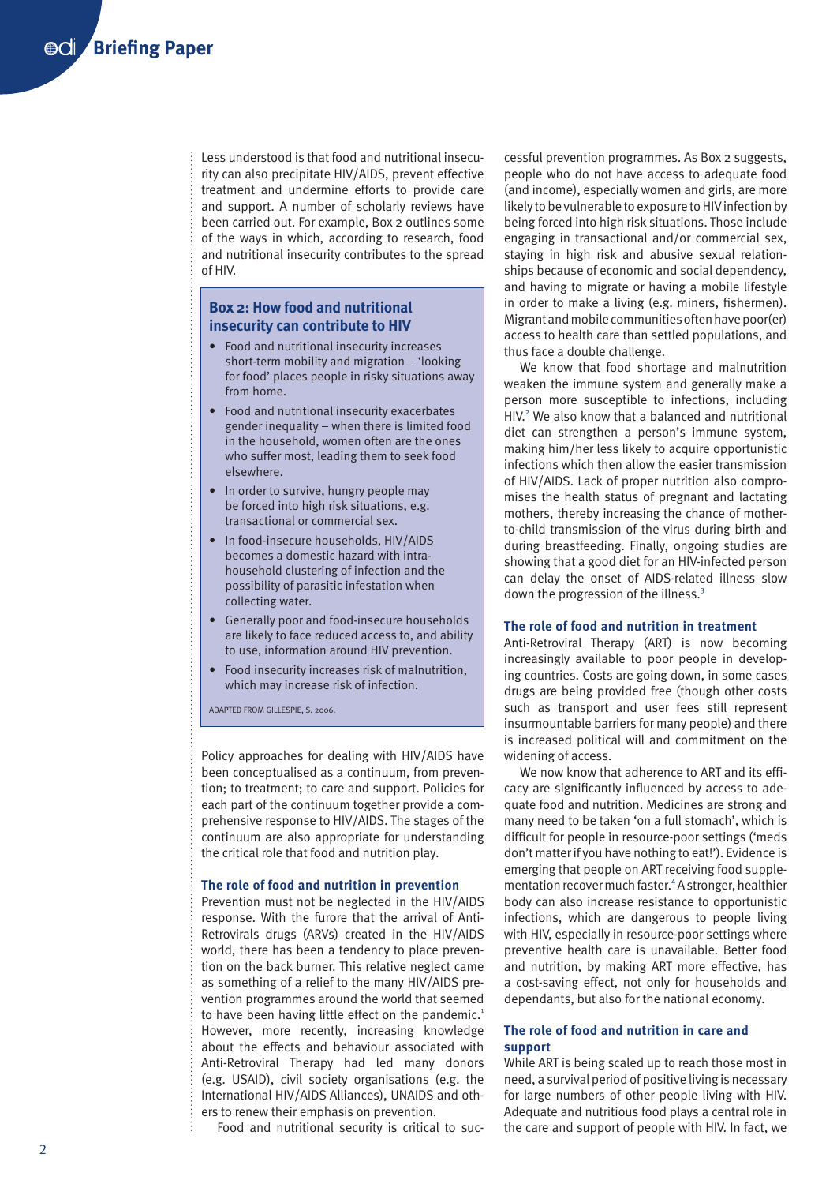Less understood is that food and nutritional insecurity can also precipitate HIV/AIDS, prevent effective treatment and undermine efforts to provide care and support. A number of scholarly reviews have been carried out. For example, Box 2 outlines some of the ways in which, according to research, food and nutritional insecurity contributes to the spread of HIV.

### Box 2: How food and nutritional insecurity can contribute to HIV

- Food and nutritional insecurity increases short-term mobility and migration – 'looking for food' places people in risky situations away from home.
- Food and nutritional insecurity exacerbates gender inequality – when there is limited food in the household, women often are the ones who suffer most, leading them to seek food elsewhere.
- In order to survive, hungry people may be forced into high risk situations, e.g. transactional or commercial sex.
- In food-insecure households, HIV/AIDS becomes a domestic hazard with intra-household clustering of infection and the possibility of parasitic infestation when collecting water.
- Generally poor and food-insecure households are likely to face reduced access to, and ability to use, information around HIV prevention.
- Food insecurity increases risk of malnutrition, which may increase risk of infection.

ADAPTED FROM GILLESPIE, S. 2006.

Policy approaches for dealing with HIV/AIDS have been conceptualised as a continuum, from prevention; to treatment; to care and support. Policies for each part of the continuum together provide a comprehensive response to HIV/AIDS. The stages of the continuum are also appropriate for understanding the critical role that food and nutrition play.

### The role of food and nutrition in prevention

Prevention must not be neglected in the HIV/AIDS response. With the furore that the arrival of Anti-Retrovirals drugs (ARVs) created in the HIV/AIDS world, there has been a tendency to place prevention on the back burner. This relative neglect came as something of a relief to the many HIV/AIDS prevention programmes around the world that seemed to have been having little effect on the pandemic.[1] However, more recently, increasing knowledge about the effects and behaviour associated with Anti-Retroviral Therapy had led many donors (e.g. USAID), civil society organisations (e.g. the International HIV/AIDS Alliances), UNAIDS and others to renew their emphasis on prevention.

Food and nutritional security is critical to successful prevention programmes. As Box 2 suggests, people who do not have access to adequate food (and income), especially women and girls, are more likely to be vulnerable to exposure to HIV infection by being forced into high risk situations. Those include engaging in transactional and/or commercial sex, staying in high risk and abusive sexual relationships because of economic and social dependency, and having to migrate or having a mobile lifestyle in order to make a living (e.g. miners, fishermen). Migrant and mobile communities often have poor(er) access to health care than settled populations, and thus face a double challenge.

We know that food shortage and malnutrition weaken the immune system and generally make a person more susceptible to infections, including HIV.[2] We also know that a balanced and nutritional diet can strengthen a person's immune system, making him/her less likely to acquire opportunistic infections which then allow the easier transmission of HIV/AIDS. Lack of proper nutrition also compromises the health status of pregnant and lactating mothers, thereby increasing the chance of mother-to-child transmission of the virus during birth and during breastfeeding. Finally, ongoing studies are showing that a good diet for an HIV-infected person can delay the onset of AIDS-related illness slow down the progression of the illness.[3]

### The role of food and nutrition in treatment

Anti-Retroviral Therapy (ART) is now becoming increasingly available to poor people in developing countries. Costs are going down, in some cases drugs are being provided free (though other costs such as transport and user fees still represent insurmountable barriers for many people) and there is increased political will and commitment on the widening of access.

We now know that adherence to ART and its efficacy are significantly influenced by access to adequate food and nutrition. Medicines are strong and many need to be taken 'on a full stomach', which is difficult for people in resource-poor settings ('meds don't matter if you have nothing to eat!'). Evidence is emerging that people on ART receiving food supplementation recover much faster.[4] A stronger, healthier body can also increase resistance to opportunistic infections, which are dangerous to people living with HIV, especially in resource-poor settings where preventive health care is unavailable. Better food and nutrition, by making ART more effective, has a cost-saving effect, not only for households and dependants, but also for the national economy.

### The role of food and nutrition in care and support

While ART is being scaled up to reach those most in need, a survival period of positive living is necessary for large numbers of other people living with HIV. Adequate and nutritious food plays a central role in the care and support of people with HIV. In fact, we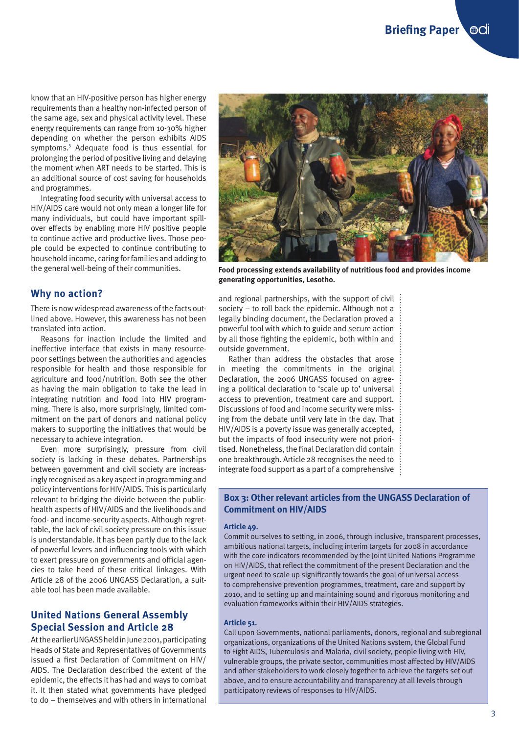know that an HIV-positive person has higher energy requirements than a healthy non-infected person of the same age, sex and physical activity level. These energy requirements can range from 10-30% higher depending on whether the person exhibits AIDS symptoms.[5] Adequate food is thus essential for prolonging the period of positive living and delaying the moment when ART needs to be started. This is an additional source of cost saving for households and programmes.

Integrating food security with universal access to HIV/AIDS care would not only mean a longer life for many individuals, but could have important spill-over effects by enabling more HIV positive people to continue active and productive lives. Those people could be expected to continue contributing to household income, caring for families and adding to the general well-being of their communities.

Food processing extends availability of nutritious food and provides income generating opportunities, Lesotho.

## Why no action?

There is now widespread awareness of the facts outlined above. However, this awareness has not been translated into action.

Reasons for inaction include the limited and ineffective interface that exists in many resource-poor settings between the authorities and agencies responsible for health and those responsible for agriculture and food/nutrition. Both see the other as having the main obligation to take the lead in integrating nutrition and food into HIV programming. There is also, more surprisingly, limited commitment on the part of donors and national policy makers to supporting the initiatives that would be necessary to achieve integration.

Even more surprisingly, pressure from civil society is lacking in these debates. Partnerships between government and civil society are increasingly recognised as a key aspect in programming and policy interventions for HIV/AIDS. This is particularly relevant to bridging the divide between the public-health aspects of HIV/AIDS and the livelihoods and food- and income-security aspects. Although regrettable, the lack of civil society pressure on this issue is understandable. It has been partly due to the lack of powerful levers and influencing tools with which to exert pressure on governments and official agencies to take heed of these critical linkages. With Article 28 of the 2006 UNGASS Declaration, a suitable tool has been made available.

## United Nations General Assembly Special Session and Article 28

At the earlier UNGASS held in June 2001, participating Heads of State and Representatives of Governments issued a first Declaration of Commitment on HIV/AIDS. The Declaration described the extent of the epidemic, the effects it has had and ways to combat it. It then stated what governments have pledged to do – themselves and with others in international and regional partnerships, with the support of civil society – to roll back the epidemic. Although not a legally binding document, the Declaration proved a powerful tool with which to guide and secure action by all those fighting the epidemic, both within and outside government.

Rather than address the obstacles that arose in meeting the commitments in the original Declaration, the 2006 UNGASS focused on agreeing a political declaration to 'scale up to' universal access to prevention, treatment care and support. Discussions of food and income security were missing from the debate until very late in the day. That HIV/AIDS is a poverty issue was generally accepted, but the impacts of food insecurity were not prioritised. Nonetheless, the final Declaration did contain one breakthrough. Article 28 recognises the need to integrate food support as a part of a comprehensive

### Box 3: Other relevant articles from the UNGASS Declaration of Commitment on HIV/AIDS

**Article 49.**

Commit ourselves to setting, in 2006, through inclusive, transparent processes, ambitious national targets, including interim targets for 2008 in accordance with the core indicators recommended by the Joint United Nations Programme on HIV/AIDS, that reflect the commitment of the present Declaration and the urgent need to scale up significantly towards the goal of universal access to comprehensive prevention programmes, treatment, care and support by 2010, and to setting up and maintaining sound and rigorous monitoring and evaluation frameworks within their HIV/AIDS strategies.

**Article 51.**

Call upon Governments, national parliaments, donors, regional and subregional organizations, organizations of the United Nations system, the Global Fund to Fight AIDS, Tuberculosis and Malaria, civil society, people living with HIV, vulnerable groups, the private sector, communities most affected by HIV/AIDS and other stakeholders to work closely together to achieve the targets set out above, and to ensure accountability and transparency at all levels through participatory reviews of responses to HIV/AIDS.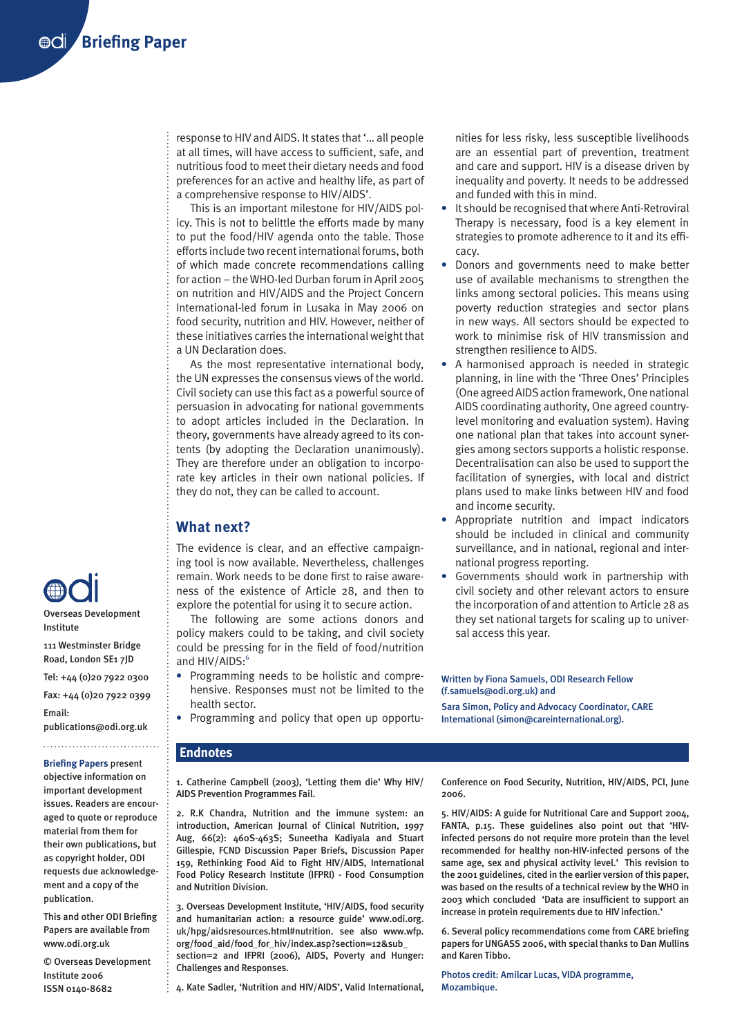response to HIV and AIDS. It states that '... all people at all times, will have access to sufficient, safe, and nutritious food to meet their dietary needs and food preferences for an active and healthy life, as part of a comprehensive response to HIV/AIDS'.

This is an important milestone for HIV/AIDS policy. This is not to belittle the efforts made by many to put the food/HIV agenda onto the table. Those efforts include two recent international forums, both of which made concrete recommendations calling for action – the WHO-led Durban forum in April 2005 on nutrition and HIV/AIDS and the Project Concern International-led forum in Lusaka in May 2006 on food security, nutrition and HIV. However, neither of these initiatives carries the international weight that a UN Declaration does.

As the most representative international body, the UN expresses the consensus views of the world. Civil society can use this fact as a powerful source of persuasion in advocating for national governments to adopt articles included in the Declaration. In theory, governments have already agreed to its contents (by adopting the Declaration unanimously). They are therefore under an obligation to incorporate key articles in their own national policies. If they do not, they can be called to account.

## What next?

The evidence is clear, and an effective campaigning tool is now available. Nevertheless, challenges remain. Work needs to be done first to raise awareness of the existence of Article 28, and then to explore the potential for using it to secure action.

The following are some actions donors and policy makers could to be taking, and civil society could be pressing for in the field of food/nutrition and HIV/AIDS:[6]

- Programming needs to be holistic and comprehensive. Responses must not be limited to the health sector.
- Programming and policy that open up opportunities for less risky, less susceptible livelihoods are an essential part of prevention, treatment and care and support. HIV is a disease driven by inequality and poverty. It needs to be addressed and funded with this in mind.
- It should be recognised that where Anti-Retroviral Therapy is necessary, food is a key element in strategies to promote adherence to it and its efficacy.
- Donors and governments need to make better use of available mechanisms to strengthen the links among sectoral policies. This means using poverty reduction strategies and sector plans in new ways. All sectors should be expected to work to minimise risk of HIV transmission and strengthen resilience to AIDS.
- A harmonised approach is needed in strategic planning, in line with the 'Three Ones' Principles (One agreed AIDS action framework, One national AIDS coordinating authority, One agreed country-level monitoring and evaluation system). Having one national plan that takes into account synergies among sectors supports a holistic response. Decentralisation can also be used to support the facilitation of synergies, with local and district plans used to make links between HIV and food and income security.
- Appropriate nutrition and impact indicators should be included in clinical and community surveillance, and in national, regional and international progress reporting.
- Governments should work in partnership with civil society and other relevant actors to ensure the incorporation of and attention to Article 28 as they set national targets for scaling up to universal access this year.

Written by Fiona Samuels, ODI Research Fellow (f.samuels@odi.org.uk) and

Sara Simon, Policy and Advocacy Coordinator, CARE International (simon@careinternational.org).

## Endnotes

1. Catherine Campbell (2003), 'Letting them die' Why HIV/AIDS Prevention Programmes Fail.

2. R.K Chandra, Nutrition and the immune system: an introduction, American Journal of Clinical Nutrition, 1997 Aug, 66(2): 460S-463S; Suneetha Kadiyala and Stuart Gillespie, FCND Discussion Paper Briefs, Discussion Paper 159, Rethinking Food Aid to Fight HIV/AIDS, International Food Policy Research Institute (IFPRI) - Food Consumption and Nutrition Division.

3. Overseas Development Institute, 'HIV/AIDS, food security and humanitarian action: a resource guide' www.odi.org.uk/hpg/aidsresources.html#nutrition. see also www.wfp.org/food_aid/food_for_hiv/index.asp?section=12&sub_section=2 and IFPRI (2006), AIDS, Poverty and Hunger: Challenges and Responses.

4. Kate Sadler, 'Nutrition and HIV/AIDS', Valid International, Conference on Food Security, Nutrition, HIV/AIDS, PCI, June 2006.

5. HIV/AIDS: A guide for Nutritional Care and Support 2004, FANTA, p.15. These guidelines also point out that 'HIV-infected persons do not require more protein than the level recommended for healthy non-HIV-infected persons of the same age, sex and physical activity level.' This revision to the 2001 guidelines, cited in the earlier version of this paper, was based on the results of a technical review by the WHO in 2003 which concluded 'Data are insufficient to support an increase in protein requirements due to HIV infection.'

6. Several policy recommendations come from CARE briefing papers for UNGASS 2006, with special thanks to Dan Mullins and Karen Tibbo.

Photos credit: Amilcar Lucas, VIDA programme, Mozambique.

Overseas Development Institute

111 Westminster Bridge Road, London SE1 7JD

Tel: +44 (0)20 7922 0300

Fax: +44 (0)20 7922 0399

Email: publications@odi.org.uk

**Briefing Papers** present objective information on important development issues. Readers are encouraged to quote or reproduce material from them for their own publications, but as copyright holder, ODI requests due acknowledgement and a copy of the publication.

This and other ODI Briefing Papers are available from www.odi.org.uk

© Overseas Development Institute 2006
ISSN 0140-8682